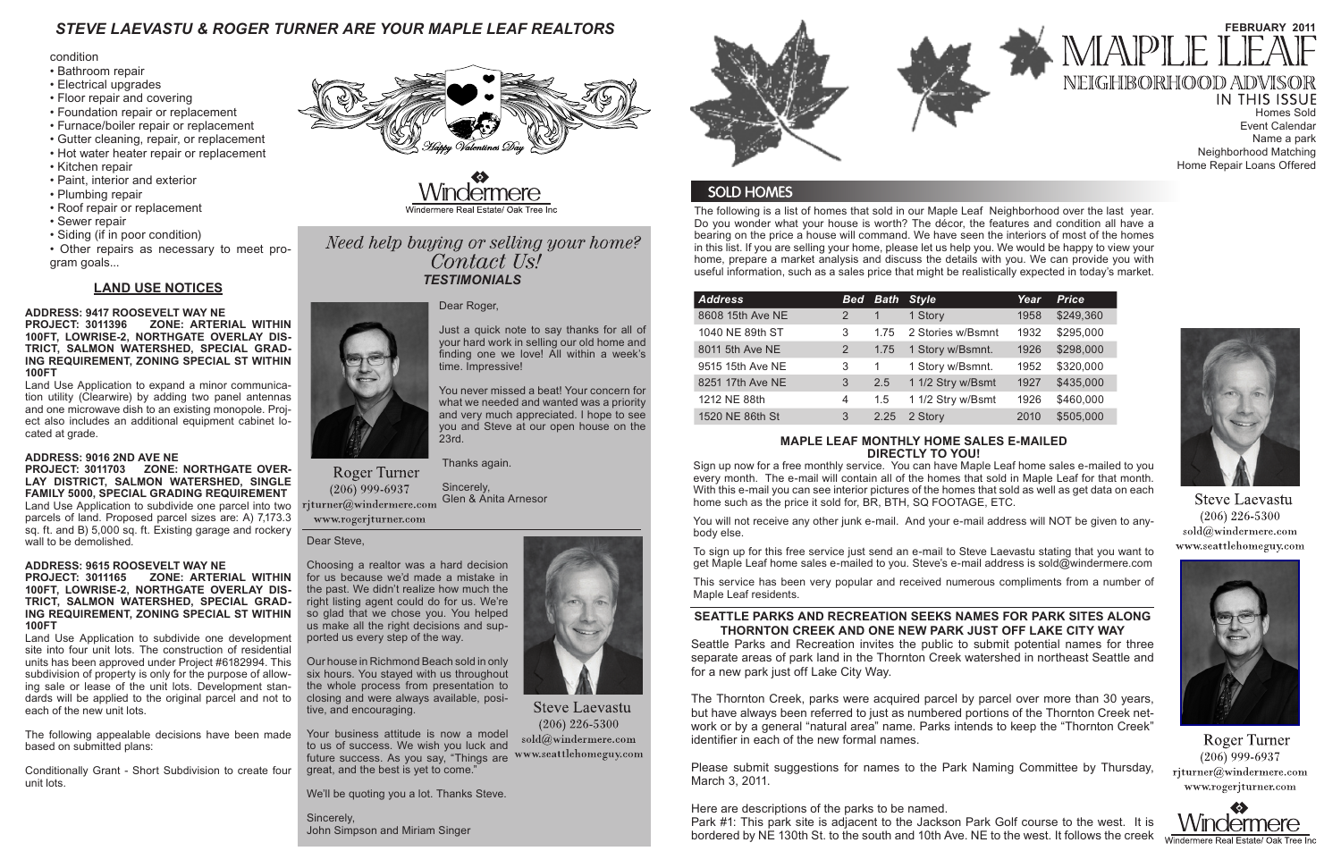## STEVE LAEVASTU & ROGER TURNER ARE YOUR MAPLE LEAF REALTORS

condition

- Bathroom repair
- Electrical upgrades
- Floor repair and covering
- Foundation repair or replacement
- Furnace/boiler repair or replacement
- Gutter cleaning, repair, or replacement
- Hot water heater repair or replacement
- Kitchen repair
- Paint, interior and exterior
- Plumbing repair
- Roof repair or replacement
- Sewer repair
- Siding (if in poor condition)
- Other repairs as necessary to meet program goals...

### LAND USE NOTICES

**ADDRESS: 9417 ROOSEVELT WAY NE**
**PROJECT: 3011396 ZONE: ARTERIAL WITHIN 100FT, LOWRISE-2, NORTHGATE OVERLAY DISTRICT, SALMON WATERSHED, SPECIAL GRADING REQUIREMENT, ZONING SPECIAL ST WITHIN 100FT**

Land Use Application to expand a minor communication utility (Clearwire) by adding two panel antennas and one microwave dish to an existing monopole. Project also includes an additional equipment cabinet located at grade.

**ADDRESS: 9016 2ND AVE NE**
**PROJECT: 3011703 ZONE: NORTHGATE OVERLAY DISTRICT, SALMON WATERSHED, SINGLE FAMILY 5000, SPECIAL GRADING REQUIREMENT**

Land Use Application to subdivide one parcel into two parcels of land. Proposed parcel sizes are: A) 7,173.3 sq. ft. and B) 5,000 sq. ft. Existing garage and rockery wall to be demolished.

**ADDRESS: 9615 ROOSEVELT WAY NE**
**PROJECT: 3011165 ZONE: ARTERIAL WITHIN 100FT, LOWRISE-2, NORTHGATE OVERLAY DISTRICT, SALMON WATERSHED, SPECIAL GRADING REQUIREMENT, ZONING SPECIAL ST WITHIN 100FT**

Land Use Application to subdivide one development site into four unit lots. The construction of residential units has been approved under Project #6182994. This subdivision of property is only for the purpose of allowing sale or lease of the unit lots. Development standards will be applied to the original parcel and not to each of the new unit lots.

The following appealable decisions have been made based on submitted plans:

Conditionally Grant - Short Subdivision to create four unit lots.

Happy Valentines Day

Windermere
Windermere Real Estate/ Oak Tree Inc

*Need help buying or selling your home? Contact Us!*

***TESTIMONIALS***

Roger Turner
(206) 999-6937
rjturner@windermere.com
www.rogerjturner.com

Dear Roger,

Just a quick note to say thanks for all of your hard work in selling our old home and finding one we love! All within a week's time. Impressive!

You never missed a beat! Your concern for what we needed and wanted was a priority and very much appreciated. I hope to see you and Steve at our open house on the 23rd.

Thanks again.

Sincerely,
Glen & Anita Arnesor

Dear Steve,

Choosing a realtor was a hard decision for us because we'd made a mistake in the past. We didn't realize how much the right listing agent could do for us. We're so glad that we chose you. You helped us make all the right decisions and supported us every step of the way.

Our house in Richmond Beach sold in only six hours. You stayed with us throughout the whole process from presentation to closing and were always available, positive, and encouraging.

Your business attitude is now a model to us of success. We wish you luck and future success. As you say, "Things are great, and the best is yet to come."

We'll be quoting you a lot. Thanks Steve.

Sincerely,
John Simpson and Miriam Singer

Steve Laevastu
(206) 226-5300
sold@windermere.com
www.seattlehomeguy.com

# MAPLE LEAF NEIGHBORHOOD ADVISOR

FEBRUARY 2011

IN THIS ISSUE
Homes Sold
Event Calendar
Name a park
Neighborhood Matching
Home Repair Loans Offered

## SOLD HOMES

The following is a list of homes that sold in our Maple Leaf Neighborhood over the last year. Do you wonder what your house is worth? The décor, the features and condition all have a bearing on the price a house will command. We have seen the interiors of most of the homes in this list. If you are selling your home, please let us help you. We would be happy to view your home, prepare a market analysis and discuss the details with you. We can provide you with useful information, such as a sales price that might be realistically expected in today's market.

| Address | Bed | Bath | Style | Year | Price |
|---|---|---|---|---|---|
| 8608 15th Ave NE | 2 | 1 | 1 Story | 1958 | $249,360 |
| 1040 NE 89th ST | 3 | 1.75 | 2 Stories w/Bsmnt | 1932 | $295,000 |
| 8011 5th Ave NE | 2 | 1.75 | 1 Story w/Bsmnt. | 1926 | $298,000 |
| 9515 15th Ave NE | 3 | 1 | 1 Story w/Bsmnt. | 1952 | $320,000 |
| 8251 17th Ave NE | 3 | 2.5 | 1 1/2 Stry w/Bsmt | 1927 | $435,000 |
| 1212 NE 88th | 4 | 1.5 | 1 1/2 Stry w/Bsmt | 1926 | $460,000 |
| 1520 NE 86th St | 3 | 2.25 | 2 Story | 2010 | $505,000 |

### MAPLE LEAF MONTHLY HOME SALES E-MAILED DIRECTLY TO YOU!

Sign up now for a free monthly service. You can have Maple Leaf home sales e-mailed to you every month. The e-mail will contain all of the homes that sold in Maple Leaf for that month. With this e-mail you can see interior pictures of the homes that sold as well as get data on each home such as the price it sold for, BR, BTH, SQ FOOTAGE, ETC.

You will not receive any other junk e-mail. And your e-mail address will NOT be given to anybody else.

To sign up for this free service just send an e-mail to Steve Laevastu stating that you want to get Maple Leaf home sales e-mailed to you. Steve's e-mail address is sold@windermere.com

This service has been very popular and received numerous compliments from a number of Maple Leaf residents.

### SEATTLE PARKS AND RECREATION SEEKS NAMES FOR PARK SITES ALONG THORNTON CREEK AND ONE NEW PARK JUST OFF LAKE CITY WAY

Seattle Parks and Recreation invites the public to submit potential names for three separate areas of park land in the Thornton Creek watershed in northeast Seattle and for a new park just off Lake City Way.

The Thornton Creek, parks were acquired parcel by parcel over more than 30 years, but have always been referred to just as numbered portions of the Thornton Creek network or by a general "natural area" name. Parks intends to keep the "Thornton Creek" identifier in each of the new formal names.

Please submit suggestions for names to the Park Naming Committee by Thursday, March 3, 2011.

Here are descriptions of the parks to be named.

Park #1: This park site is adjacent to the Jackson Park Golf course to the west. It is bordered by NE 130th St. to the south and 10th Ave. NE to the west. It follows the creek

Steve Laevastu
(206) 226-5300
sold@windermere.com
www.seattlehomeguy.com

Roger Turner
(206) 999-6937
rjturner@windermere.com
www.rogerjturner.com

Windermere
Windermere Real Estate/ Oak Tree Inc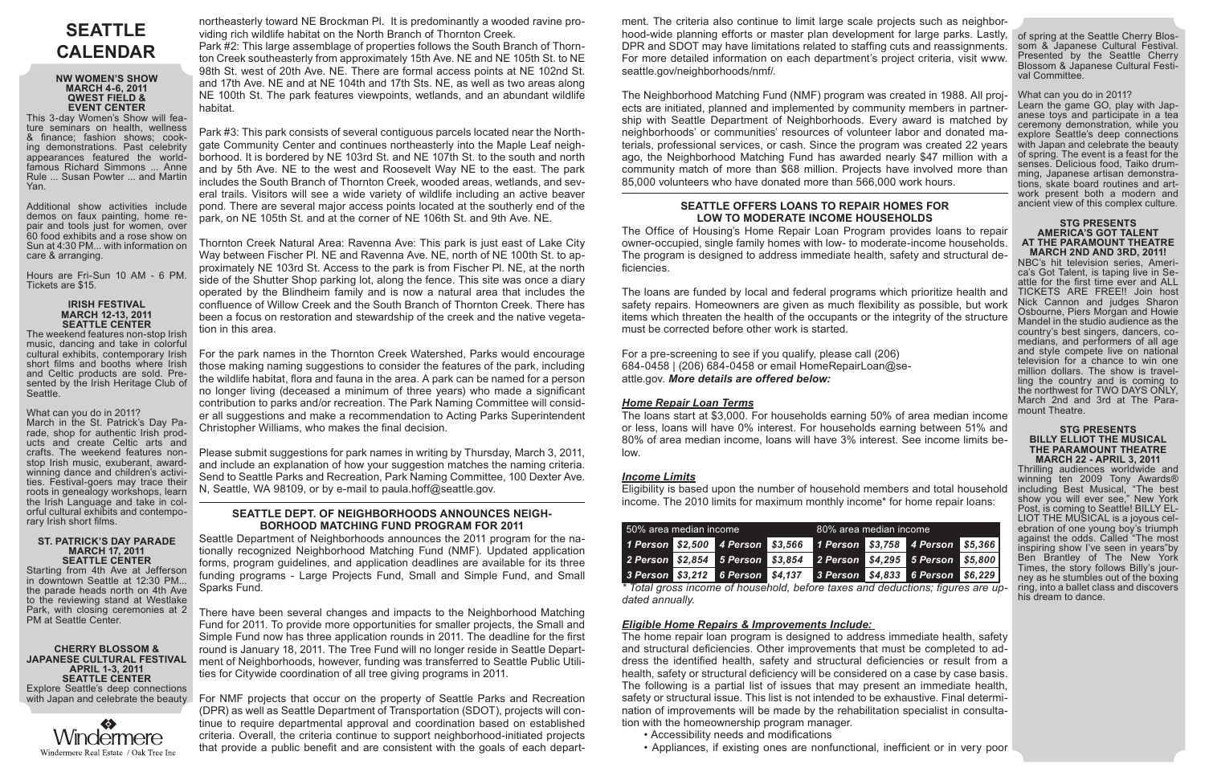# SEATTLE CALENDAR

### NW WOMEN'S SHOW MARCH 4-6, 2011 QWEST FIELD & EVENT CENTER

This 3-day Women's Show will feature seminars on health, wellness & finance; fashion shows; cooking demonstrations. Past celebrity appearances featured the world-famous Richard Simmons ... Anne Rule ... Susan Powter ... and Martin Yan.

Additional show activities include demos on faux painting, home repair and tools just for women, over 60 food exhibits and a rose show on Sun at 4:30 PM... with information on care & arranging.

Hours are Fri-Sun 10 AM - 6 PM. Tickets are $15.

### IRISH FESTIVAL MARCH 12-13, 2011 SEATTLE CENTER

The weekend features non-stop Irish music, dancing and take in colorful cultural exhibits, contemporary Irish short films and booths where Irish and Celtic products are sold. Presented by the Irish Heritage Club of Seattle.

What can you do in 2011?
March in the St. Patrick's Day Parade, shop for authentic Irish products and create Celtic arts and crafts. The weekend features non-stop Irish music, exuberant, award-winning dance and children's activities. Festival-goers may trace their roots in genealogy workshops, learn the Irish Language and take in colorful cultural exhibits and contemporary Irish short films.

### ST. PATRICK'S DAY PARADE MARCH 17, 2011 SEATTLE CENTER

Starting from 4th Ave at Jefferson in downtown Seattle at 12:30 PM... the parade heads north on 4th Ave to the reviewing stand at Westlake Park, with closing ceremonies at 2 PM at Seattle Center.

### CHERRY BLOSSOM & JAPANESE CULTURAL FESTIVAL APRIL 1-3, 2011 SEATTLE CENTER

Explore Seattle's deep connections with Japan and celebrate the beauty of spring at the Seattle Cherry Blossom & Japanese Cultural Festival. Presented by the Seattle Cherry Blossom & Japanese Cultural Festival Committee.

What can you do in 2011?
Learn the game GO, play with Japanese toys and participate in a tea ceremony demonstration, while you explore Seattle's deep connections with Japan and celebrate the beauty of spring. The event is a feast for the senses. Delicious food, Taiko drumming, Japanese artisan demonstrations, skate board routines and artwork present both a modern and ancient view of this complex culture.

Windermere
Windermere Real Estate / Oak Tree Inc

northeasterly toward NE Brockman Pl. It is predominantly a wooded ravine providing rich wildlife habitat on the North Branch of Thornton Creek.

Park #2: This large assemblage of properties follows the South Branch of Thornton Creek southeasterly from approximately 15th Ave. NE and NE 105th St. to NE 98th St. west of 20th Ave. NE. There are formal access points at NE 102nd St. and 17th Ave. NE and at NE 104th and 17th Sts. NE, as well as two areas along NE 100th St. The park features viewpoints, wetlands, and an abundant wildlife habitat.

Park #3: This park consists of several contiguous parcels located near the Northgate Community Center and continues northeasterly into the Maple Leaf neighborhood. It is bordered by NE 103rd St. and NE 107th St. to the south and north and by 5th Ave. NE to the west and Roosevelt Way NE to the east. The park includes the South Branch of Thornton Creek, wooded areas, wetlands, and several trails. Visitors will see a wide variety of wildlife including an active beaver pond. There are several major access points located at the southerly end of the park, on NE 105th St. and at the corner of NE 106th St. and 9th Ave. NE.

Thornton Creek Natural Area: Ravenna Ave: This park is just east of Lake City Way between Fischer Pl. NE and Ravenna Ave. NE, north of NE 100th St. to approximately NE 103rd St. Access to the park is from Fischer Pl. NE, at the north side of the Shutter Shop parking lot, along the fence. This site was once a diary operated by the Blindheim family and is now a natural area that includes the confluence of Willow Creek and the South Branch of Thornton Creek. There has been a focus on restoration and stewardship of the creek and the native vegetation in this area.

For the park names in the Thornton Creek Watershed, Parks would encourage those making naming suggestions to consider the features of the park, including the wildlife habitat, flora and fauna in the area. A park can be named for a person no longer living (deceased a minimum of three years) who made a significant contribution to parks and/or recreation. The Park Naming Committee will consider all suggestions and make a recommendation to Acting Parks Superintendent Christopher Williams, who makes the final decision.

Please submit suggestions for park names in writing by Thursday, March 3, 2011, and include an explanation of how your suggestion matches the naming criteria. Send to Seattle Parks and Recreation, Park Naming Committee, 100 Dexter Ave. N, Seattle, WA 98109, or by e-mail to paula.hoff@seattle.gov.

## SEATTLE DEPT. OF NEIGHBORHOODS ANNOUNCES NEIGHBORHOOD MATCHING FUND PROGRAM FOR 2011

Seattle Department of Neighborhoods announces the 2011 program for the nationally recognized Neighborhood Matching Fund (NMF). Updated application forms, program guidelines, and application deadlines are available for its three funding programs - Large Projects Fund, Small and Simple Fund, and Small Sparks Fund.

There have been several changes and impacts to the Neighborhood Matching Fund for 2011. To provide more opportunities for smaller projects, the Small and Simple Fund now has three application rounds in 2011. The deadline for the first round is January 18, 2011. The Tree Fund will no longer reside in Seattle Department of Neighborhoods, however, funding was transferred to Seattle Public Utilities for Citywide coordination of all tree giving programs in 2011.

For NMF projects that occur on the property of Seattle Parks and Recreation (DPR) as well as Seattle Department of Transportation (SDOT), projects will continue to require departmental approval and coordination based on established criteria. Overall, the criteria continue to support neighborhood-initiated projects that provide a public benefit and are consistent with the goals of each department. The criteria also continue to limit large scale projects such as neighborhood-wide planning efforts or master plan development for large parks. Lastly, DPR and SDOT may have limitations related to staffing cuts and reassignments. For more detailed information on each department's project criteria, visit www.seattle.gov/neighborhoods/nmf/.

The Neighborhood Matching Fund (NMF) program was created in 1988. All projects are initiated, planned and implemented by community members in partnership with Seattle Department of Neighborhoods. Every award is matched by neighborhoods' or communities' resources of volunteer labor and donated materials, professional services, or cash. Since the program was created 22 years ago, the Neighborhood Matching Fund has awarded nearly $47 million with a community match of more than $68 million. Projects have involved more than 85,000 volunteers who have donated more than 566,000 work hours.

## SEATTLE OFFERS LOANS TO REPAIR HOMES FOR LOW TO MODERATE INCOME HOUSEHOLDS

The Office of Housing's Home Repair Loan Program provides loans to repair owner-occupied, single family homes with low- to moderate-income households. The program is designed to address immediate health, safety and structural deficiencies.

The loans are funded by local and federal programs which prioritize health and safety repairs. Homeowners are given as much flexibility as possible, but work items which threaten the health of the occupants or the integrity of the structure must be corrected before other work is started.

For a pre-screening to see if you qualify, please call (206) 684-0458 | (206) 684-0458 or email HomeRepairLoan@seattle.gov. ***More details are offered below:***

### ***Home Repair Loan Terms***

The loans start at $3,000. For households earning 50% of area median income or less, loans will have 0% interest. For households earning between 51% and 80% of area median income, loans will have 3% interest. See income limits below.

### ***Income Limits***

Eligibility is based upon the number of household members and total household income. The 2010 limits for maximum monthly income* for home repair loans:

| 50% area median income | | | | 80% area median income | | | |
|---|---|---|---|---|---|---|---|
| 1 Person | $2,500 | 4 Person | $3,566 | 1 Person | $3,758 | 4 Person | $5,366 |
| 2 Person | $2,854 | 5 Person | $3,854 | 2 Person | $4,295 | 5 Person | $5,800 |
| 3 Person | $3,212 | 6 Person | $4,137 | 3 Person | $4,833 | 6 Person | $6,229 |

*\* Total gross income of household, before taxes and deductions; figures are updated annually.*

### ***Eligible Home Repairs & Improvements Include:***

The home repair loan program is designed to address immediate health, safety and structural deficiencies. Other improvements that must be completed to address the identified health, safety and structural deficiencies or result from a health, safety or structural deficiency will be considered on a case by case basis. The following is a partial list of issues that may present an immediate health, safety or structural issue. This list is not intended to be exhaustive. Final determination of improvements will be made by the rehabilitation specialist in consultation with the homeownership program manager.

- Accessibility needs and modifications
- Appliances, if existing ones are nonfunctional, inefficient or in very poor

### STG PRESENTS AMERICA'S GOT TALENT AT THE PARAMOUNT THEATRE MARCH 2ND AND 3RD, 2011!

NBC's hit television series, America's Got Talent, is taping live in Seattle for the first time ever and ALL TICKETS ARE FREE!! Join host Nick Cannon and judges Sharon Osbourne, Piers Morgan and Howie Mandel in the studio audience as the country's best singers, dancers, comedians, and performers of all age and style compete live on national television for a chance to win one million dollars. The show is travelling the country and is coming to the northwest for TWO DAYS ONLY, March 2nd and 3rd at The Paramount Theatre.

### STG PRESENTS BILLY ELLIOT THE MUSICAL THE PARAMOUNT THEATRE MARCH 22 - APRIL 3, 2011

Thrilling audiences worldwide and winning ten 2009 Tony Awards® including Best Musical, "The best show you will ever see," New York Post, is coming to Seattle! BILLY ELLIOT THE MUSICAL is a joyous celebration of one young boy's triumph against the odds. Called "The most inspiring show I've seen in years"by Ben Brantley of The New York Times, the story follows Billy's journey as he stumbles out of the boxing ring, into a ballet class and discovers his dream to dance.